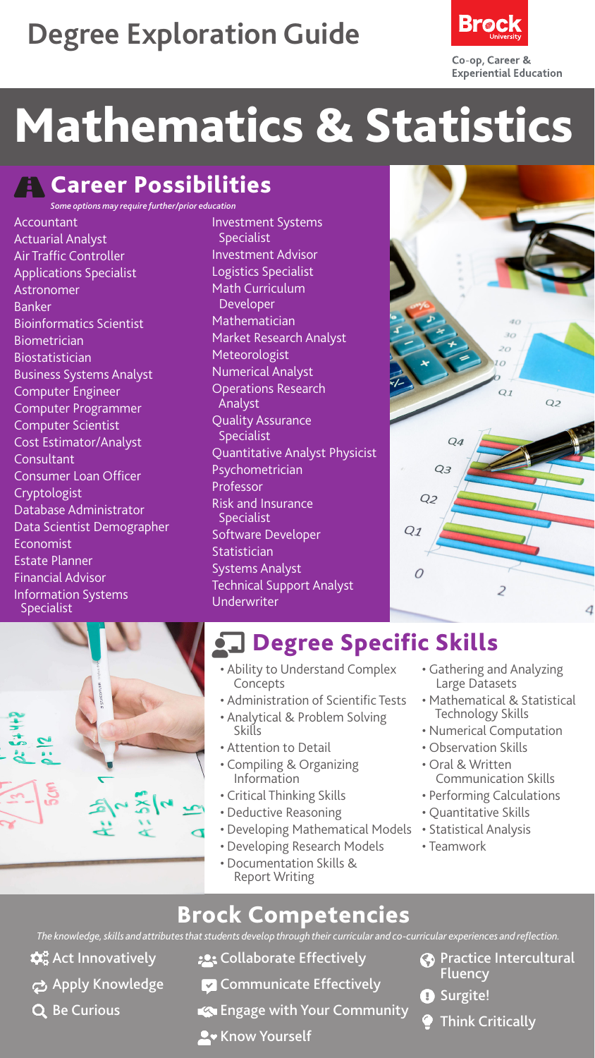# Degree Exploration Guide

Brock University

Co-op, Career & Experiential Education

# Mathematics & Statistics

## Career Possibilities

*Some options may require further/prior education*

- Accountant
- Actuarial Analyst
- Air Traffic Controller
- Applications Specialist
- Astronomer
- Banker
- Bioinformatics Scientist
- Biometrician
- Biostatistician
- Business Systems Analyst
- Computer Engineer
- Computer Programmer
- Computer Scientist
- Cost Estimator/Analyst
- Consultant
- Consumer Loan Officer
- Cryptologist
- Database Administrator
- Data Scientist Demographer
- Economist
- Estate Planner
- Financial Advisor
- Information Systems Specialist
- Investment Systems Specialist
- Investment Advisor
- Logistics Specialist
- Math Curriculum Developer
- Mathematician
- Market Research Analyst
- Meteorologist
- Numerical Analyst
- Operations Research Analyst
- Quality Assurance Specialist
- Quantitative Analyst Physicist
- Psychometrician
- Professor
- Risk and Insurance Specialist
- Software Developer
- Statistician
- Systems Analyst
- Technical Support Analyst
- Underwriter

## Degree Specific Skills

- Ability to Understand Complex Concepts
- Administration of Scientific Tests
- Analytical & Problem Solving Skills
- Attention to Detail
- Compiling & Organizing Information
- Critical Thinking Skills
- Deductive Reasoning
- Developing Mathematical Models
- Developing Research Models
- Documentation Skills & Report Writing
- Gathering and Analyzing Large Datasets
- Mathematical & Statistical Technology Skills
- Numerical Computation
- Observation Skills
- Oral & Written Communication Skills
- Performing Calculations
- Quantitative Skills
- Statistical Analysis
- Teamwork

## Brock Competencies

*The knowledge, skills and attributes that students develop through their curricular and co-curricular experiences and reflection.*

- Act Innovatively
- Apply Knowledge
- Be Curious
- Collaborate Effectively
- Communicate Effectively
- Engage with Your Community
- Know Yourself
- Practice Intercultural Fluency
- Surgite!
- Think Critically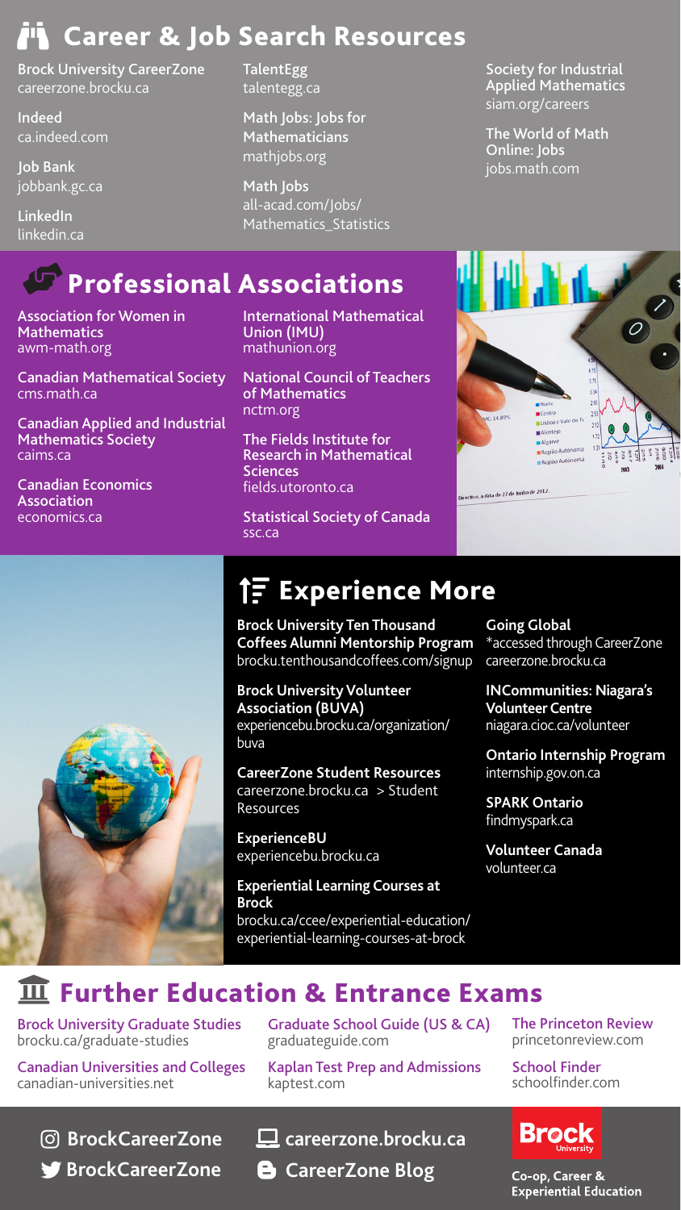## Career & Job Search Resources

**Brock University CareerZone**
careerzone.brocku.ca

**Indeed**
ca.indeed.com

**Job Bank**
jobbank.gc.ca

**LinkedIn**
linkedin.ca

**TalentEgg**
talentegg.ca

**Math Jobs: Jobs for Mathematicians**
mathjobs.org

**Math Jobs**
all-acad.com/Jobs/Mathematics_Statistics

**Society for Industrial Applied Mathematics**
siam.org/careers

**The World of Math Online: Jobs**
jobs.math.com

## Professional Associations

**Association for Women in Mathematics**
awm-math.org

**Canadian Mathematical Society**
cms.math.ca

**Canadian Applied and Industrial Mathematics Society**
caims.ca

**Canadian Economics Association**
economics.ca

**International Mathematical Union (IMU)**
mathunion.org

**National Council of Teachers of Mathematics**
nctm.org

**The Fields Institute for Research in Mathematical Sciences**
fields.utoronto.ca

**Statistical Society of Canada**
ssc.ca

## Experience More

**Brock University Ten Thousand Coffees Alumni Mentorship Program**
brocku.tenthousandcoffees.com/signup

**Brock University Volunteer Association (BUVA)**
experiencebu.brocku.ca/organization/buva

**CareerZone Student Resources**
careerzone.brocku.ca > Student Resources

**ExperienceBU**
experiencebu.brocku.ca

**Experiential Learning Courses at Brock**
brocku.ca/ccee/experiential-education/experiential-learning-courses-at-brock

**Going Global**
*accessed through CareerZone
careerzone.brocku.ca

**INCommunities: Niagara's Volunteer Centre**
niagara.cioc.ca/volunteer

**Ontario Internship Program**
internship.gov.on.ca

**SPARK Ontario**
findmyspark.ca

**Volunteer Canada**
volunteer.ca

## Further Education & Entrance Exams

**Brock University Graduate Studies**
brocku.ca/graduate-studies

**Canadian Universities and Colleges**
canadian-universities.net

**Graduate School Guide (US & CA)**
graduateguide.com

**Kaplan Test Prep and Admissions**
kaptest.com

**The Princeton Review**
princetonreview.com

**School Finder**
schoolfinder.com

BrockCareerZone
BrockCareerZone
careerzone.brocku.ca
CareerZone Blog

Brock University
Co-op, Career & Experiential Education